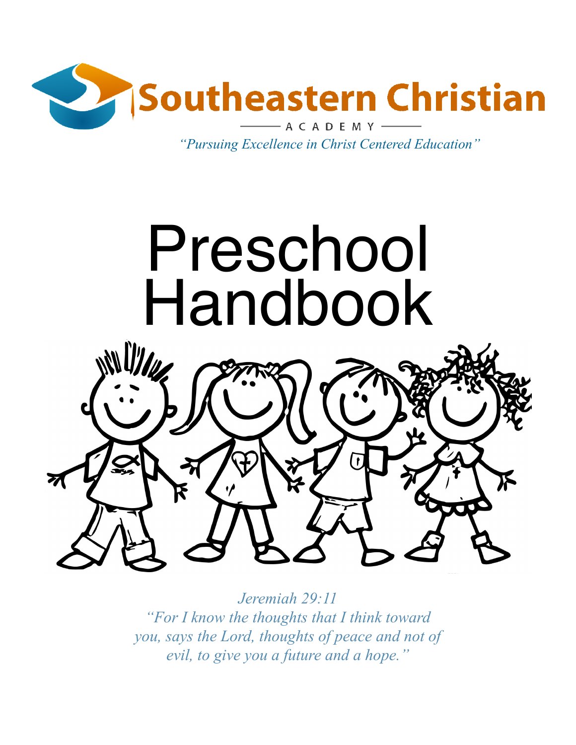# Southeastern Christian

ACADEMY

*"Pursuing Excellence in Christ Centered Education"*

# Preschool Handbook

*Jeremiah 29:11*
*"For I know the thoughts that I think toward you, says the Lord, thoughts of peace and not of evil, to give you a future and a hope."*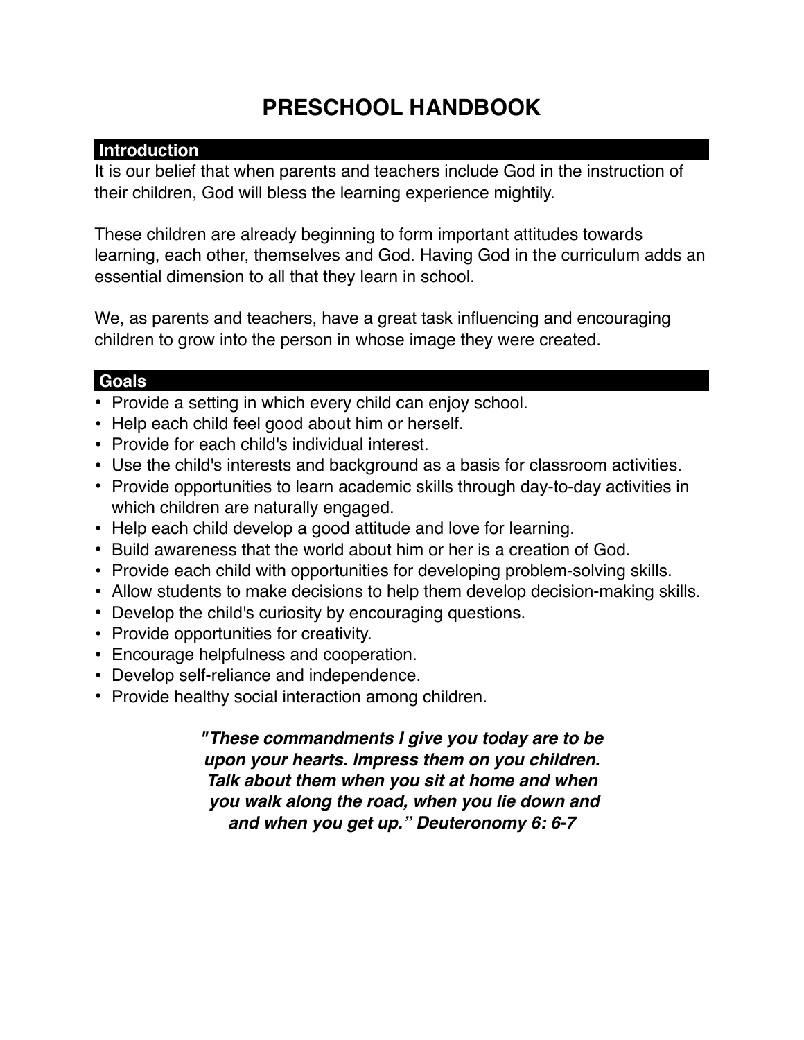# PRESCHOOL HANDBOOK

## Introduction

It is our belief that when parents and teachers include God in the instruction of their children, God will bless the learning experience mightily.

These children are already beginning to form important attitudes towards learning, each other, themselves and God. Having God in the curriculum adds an essential dimension to all that they learn in school.

We, as parents and teachers, have a great task influencing and encouraging children to grow into the person in whose image they were created.

## Goals

- Provide a setting in which every child can enjoy school.
- Help each child feel good about him or herself.
- Provide for each child's individual interest.
- Use the child's interests and background as a basis for classroom activities.
- Provide opportunities to learn academic skills through day-to-day activities in which children are naturally engaged.
- Help each child develop a good attitude and love for learning.
- Build awareness that the world about him or her is a creation of God.
- Provide each child with opportunities for developing problem-solving skills.
- Allow students to make decisions to help them develop decision-making skills.
- Develop the child's curiosity by encouraging questions.
- Provide opportunities for creativity.
- Encourage helpfulness and cooperation.
- Develop self-reliance and independence.
- Provide healthy social interaction among children.

***"These commandments I give you today are to be upon your hearts. Impress them on you children. Talk about them when you sit at home and when you walk along the road, when you lie down and and when you get up." Deuteronomy 6: 6-7***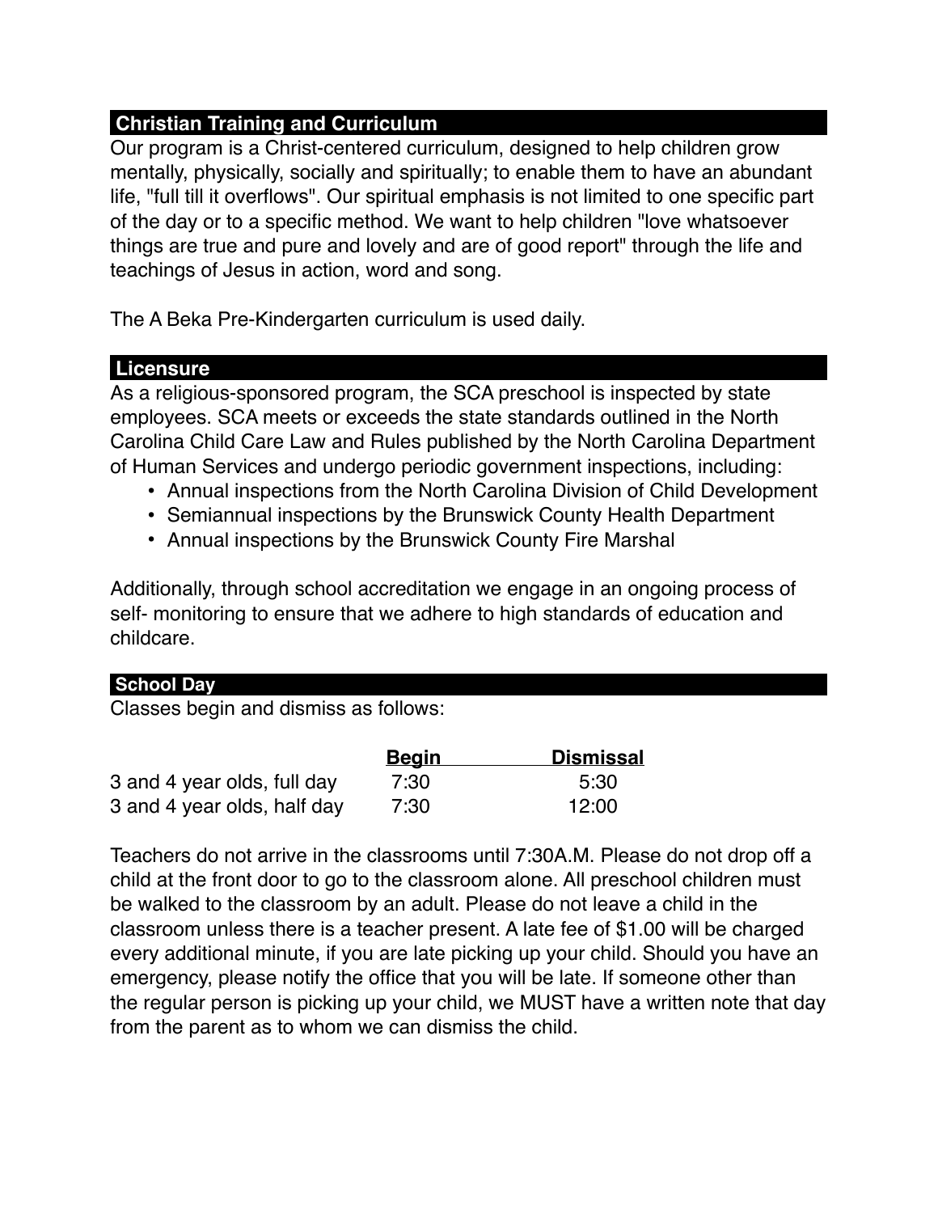## Christian Training and Curriculum

Our program is a Christ-centered curriculum, designed to help children grow mentally, physically, socially and spiritually; to enable them to have an abundant life, "full till it overflows". Our spiritual emphasis is not limited to one specific part of the day or to a specific method. We want to help children "love whatsoever things are true and pure and lovely and are of good report" through the life and teachings of Jesus in action, word and song.

The A Beka Pre-Kindergarten curriculum is used daily.

## Licensure

As a religious-sponsored program, the SCA preschool is inspected by state employees. SCA meets or exceeds the state standards outlined in the North Carolina Child Care Law and Rules published by the North Carolina Department of Human Services and undergo periodic government inspections, including:

- Annual inspections from the North Carolina Division of Child Development
- Semiannual inspections by the Brunswick County Health Department
- Annual inspections by the Brunswick County Fire Marshal

Additionally, through school accreditation we engage in an ongoing process of self- monitoring to ensure that we adhere to high standards of education and childcare.

## School Day

Classes begin and dismiss as follows:

| | Begin | Dismissal |
|---|---|---|
| 3 and 4 year olds, full day | 7:30 | 5:30 |
| 3 and 4 year olds, half day | 7:30 | 12:00 |

Teachers do not arrive in the classrooms until 7:30A.M. Please do not drop off a child at the front door to go to the classroom alone. All preschool children must be walked to the classroom by an adult. Please do not leave a child in the classroom unless there is a teacher present. A late fee of $1.00 will be charged every additional minute, if you are late picking up your child. Should you have an emergency, please notify the office that you will be late. If someone other than the regular person is picking up your child, we MUST have a written note that day from the parent as to whom we can dismiss the child.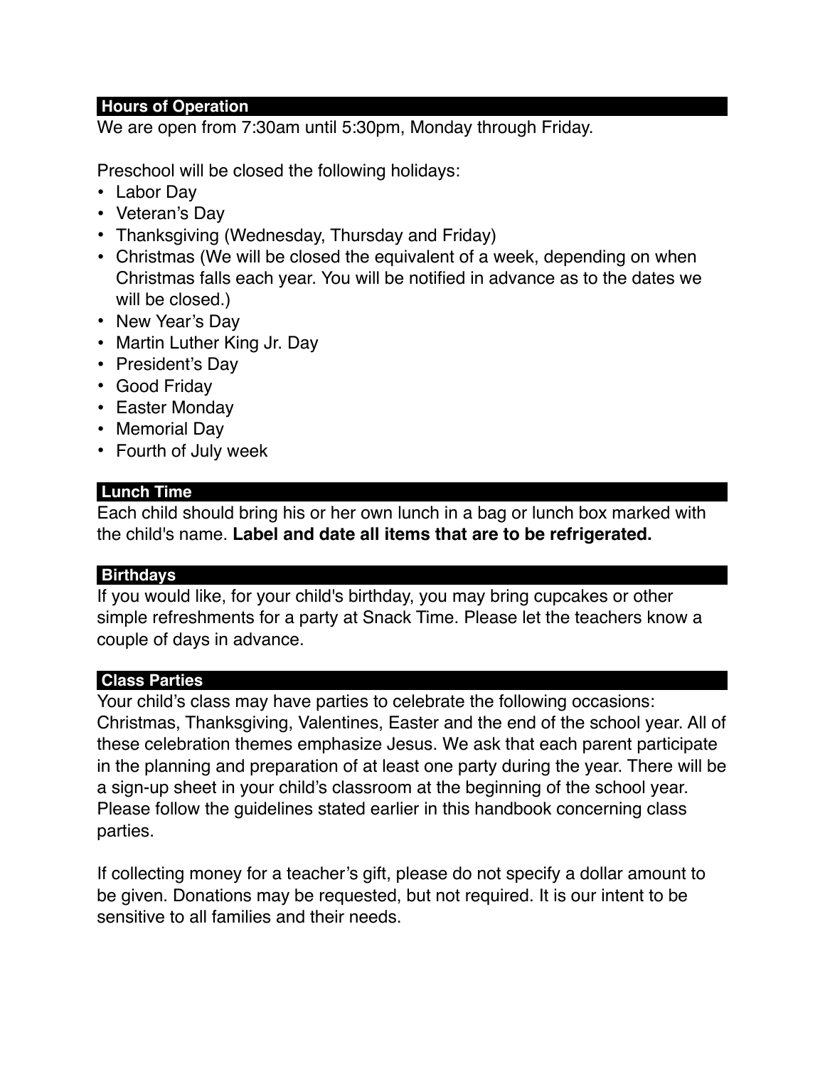## Hours of Operation

We are open from 7:30am until 5:30pm, Monday through Friday.

Preschool will be closed the following holidays:

- Labor Day
- Veteran's Day
- Thanksgiving (Wednesday, Thursday and Friday)
- Christmas (We will be closed the equivalent of a week, depending on when Christmas falls each year. You will be notified in advance as to the dates we will be closed.)
- New Year's Day
- Martin Luther King Jr. Day
- President's Day
- Good Friday
- Easter Monday
- Memorial Day
- Fourth of July week

## Lunch Time

Each child should bring his or her own lunch in a bag or lunch box marked with the child's name. **Label and date all items that are to be refrigerated.**

## Birthdays

If you would like, for your child's birthday, you may bring cupcakes or other simple refreshments for a party at Snack Time. Please let the teachers know a couple of days in advance.

## Class Parties

Your child's class may have parties to celebrate the following occasions: Christmas, Thanksgiving, Valentines, Easter and the end of the school year. All of these celebration themes emphasize Jesus. We ask that each parent participate in the planning and preparation of at least one party during the year. There will be a sign-up sheet in your child's classroom at the beginning of the school year. Please follow the guidelines stated earlier in this handbook concerning class parties.

If collecting money for a teacher's gift, please do not specify a dollar amount to be given. Donations may be requested, but not required. It is our intent to be sensitive to all families and their needs.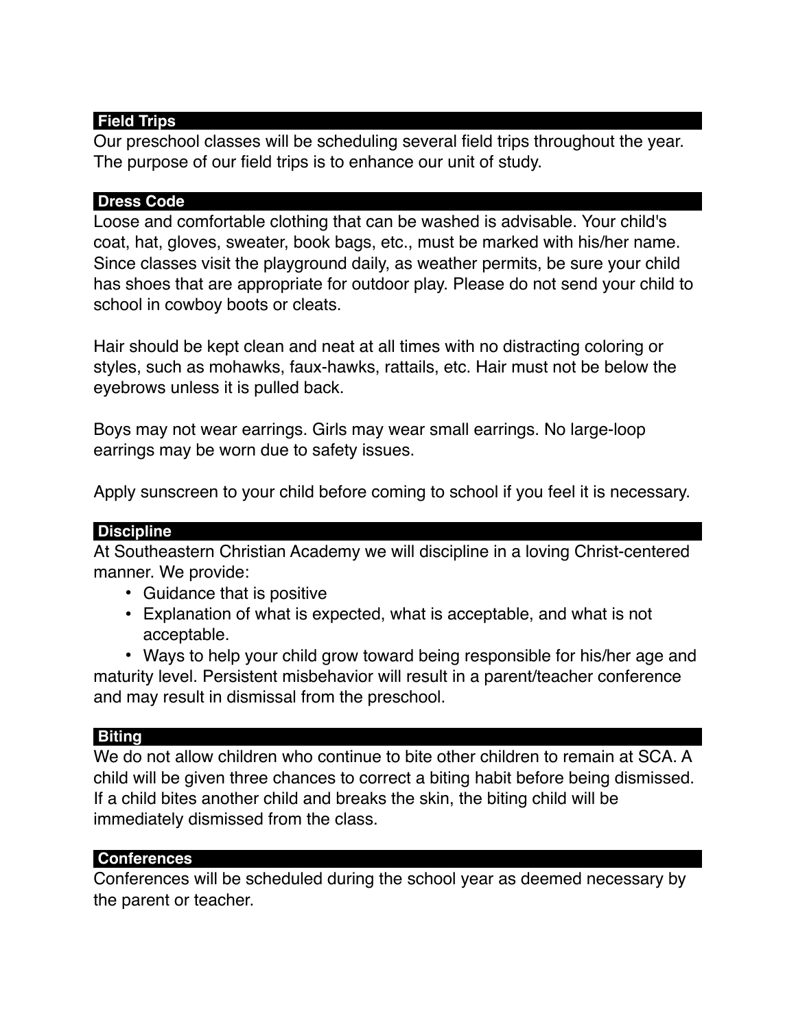## Field Trips

Our preschool classes will be scheduling several field trips throughout the year. The purpose of our field trips is to enhance our unit of study.

## Dress Code

Loose and comfortable clothing that can be washed is advisable. Your child's coat, hat, gloves, sweater, book bags, etc., must be marked with his/her name. Since classes visit the playground daily, as weather permits, be sure your child has shoes that are appropriate for outdoor play. Please do not send your child to school in cowboy boots or cleats.

Hair should be kept clean and neat at all times with no distracting coloring or styles, such as mohawks, faux-hawks, rattails, etc. Hair must not be below the eyebrows unless it is pulled back.

Boys may not wear earrings. Girls may wear small earrings. No large-loop earrings may be worn due to safety issues.

Apply sunscreen to your child before coming to school if you feel it is necessary.

## Discipline

At Southeastern Christian Academy we will discipline in a loving Christ-centered manner. We provide:

- Guidance that is positive
- Explanation of what is expected, what is acceptable, and what is not acceptable.
- Ways to help your child grow toward being responsible for his/her age and maturity level. Persistent misbehavior will result in a parent/teacher conference and may result in dismissal from the preschool.

## Biting

We do not allow children who continue to bite other children to remain at SCA. A child will be given three chances to correct a biting habit before being dismissed. If a child bites another child and breaks the skin, the biting child will be immediately dismissed from the class.

## Conferences

Conferences will be scheduled during the school year as deemed necessary by the parent or teacher.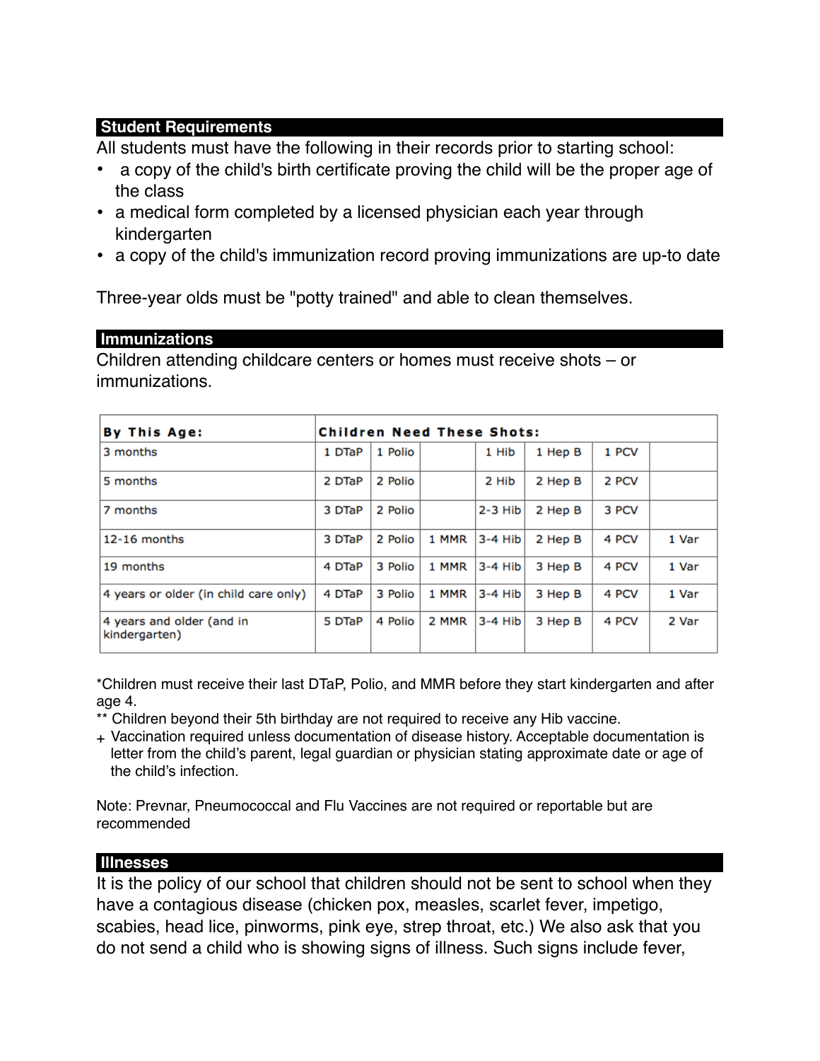## Student Requirements

All students must have the following in their records prior to starting school:

- a copy of the child's birth certificate proving the child will be the proper age of the class
- a medical form completed by a licensed physician each year through kindergarten
- a copy of the child's immunization record proving immunizations are up-to date

Three-year olds must be "potty trained" and able to clean themselves.

## Immunizations

Children attending childcare centers or homes must receive shots – or immunizations.

| By This Age: | Children Need These Shots: | | | | | | |
|---|---|---|---|---|---|---|---|
| 3 months | 1 DTaP | 1 Polio | | 1 Hib | 1 Hep B | 1 PCV | |
| 5 months | 2 DTaP | 2 Polio | | 2 Hib | 2 Hep B | 2 PCV | |
| 7 months | 3 DTaP | 2 Polio | | 2-3 Hib | 2 Hep B | 3 PCV | |
| 12-16 months | 3 DTaP | 2 Polio | 1 MMR | 3-4 Hib | 2 Hep B | 4 PCV | 1 Var |
| 19 months | 4 DTaP | 3 Polio | 1 MMR | 3-4 Hib | 3 Hep B | 4 PCV | 1 Var |
| 4 years or older (in child care only) | 4 DTaP | 3 Polio | 1 MMR | 3-4 Hib | 3 Hep B | 4 PCV | 1 Var |
| 4 years and older (and in kindergarten) | 5 DTaP | 4 Polio | 2 MMR | 3-4 Hib | 3 Hep B | 4 PCV | 2 Var |

*Children must receive their last DTaP, Polio, and MMR before they start kindergarten and after age 4.

** Children beyond their 5th birthday are not required to receive any Hib vaccine.

+ Vaccination required unless documentation of disease history. Acceptable documentation is letter from the child's parent, legal guardian or physician stating approximate date or age of the child's infection.

Note: Prevnar, Pneumococcal and Flu Vaccines are not required or reportable but are recommended

## Illnesses

It is the policy of our school that children should not be sent to school when they have a contagious disease (chicken pox, measles, scarlet fever, impetigo, scabies, head lice, pinworms, pink eye, strep throat, etc.) We also ask that you do not send a child who is showing signs of illness. Such signs include fever,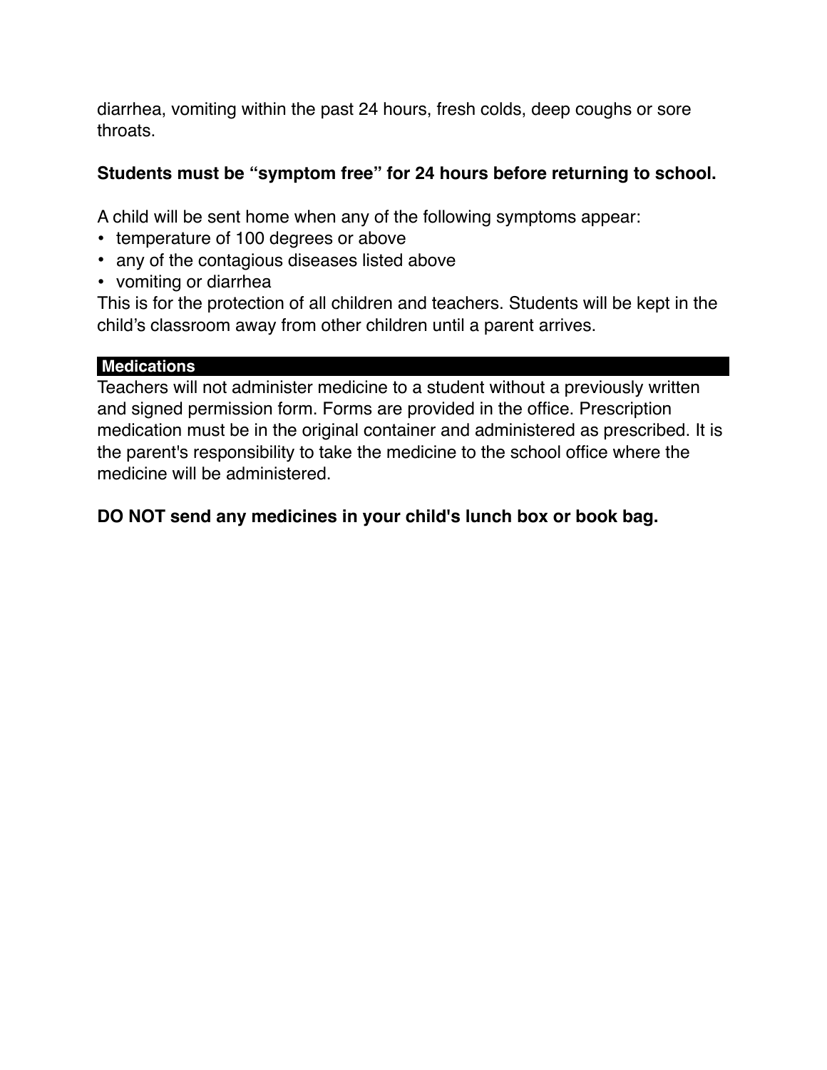diarrhea, vomiting within the past 24 hours, fresh colds, deep coughs or sore throats.

**Students must be "symptom free" for 24 hours before returning to school.**

A child will be sent home when any of the following symptoms appear:

- temperature of 100 degrees or above
- any of the contagious diseases listed above
- vomiting or diarrhea

This is for the protection of all children and teachers. Students will be kept in the child's classroom away from other children until a parent arrives.

## Medications

Teachers will not administer medicine to a student without a previously written and signed permission form. Forms are provided in the office. Prescription medication must be in the original container and administered as prescribed. It is the parent's responsibility to take the medicine to the school office where the medicine will be administered.

**DO NOT send any medicines in your child's lunch box or book bag.**